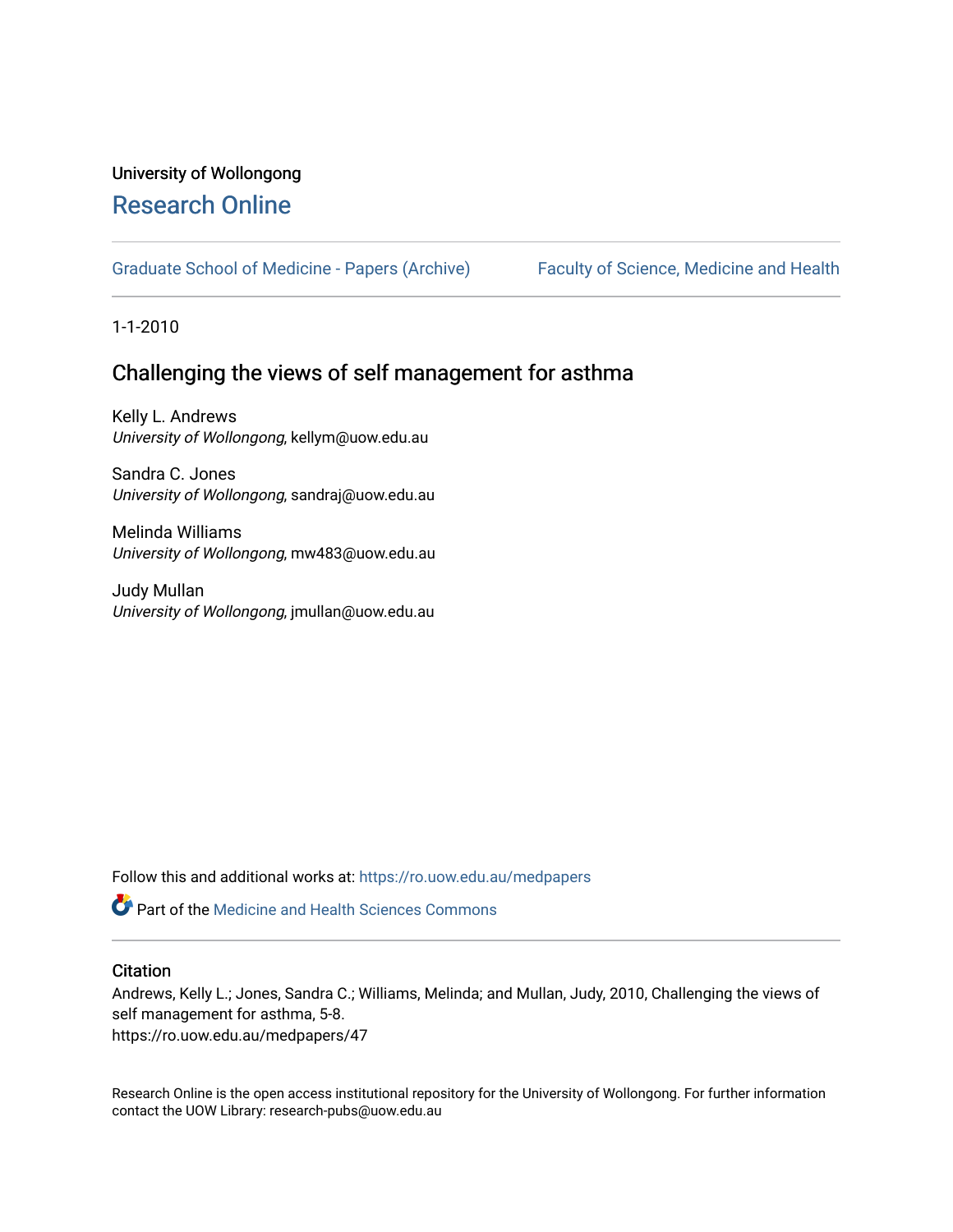University of Wollongong

# Research Online

Graduate School of Medicine - Papers (Archive) | Faculty of Science, Medicine and Health

1-1-2010

## Challenging the views of self management for asthma

Kelly L. Andrews
*University of Wollongong*, kellym@uow.edu.au

Sandra C. Jones
*University of Wollongong*, sandraj@uow.edu.au

Melinda Williams
*University of Wollongong*, mw483@uow.edu.au

Judy Mullan
*University of Wollongong*, jmullan@uow.edu.au

Follow this and additional works at: https://ro.uow.edu.au/medpapers

Part of the Medicine and Health Sciences Commons

### Citation

Andrews, Kelly L.; Jones, Sandra C.; Williams, Melinda; and Mullan, Judy, 2010, Challenging the views of self management for asthma, 5-8.
https://ro.uow.edu.au/medpapers/47

Research Online is the open access institutional repository for the University of Wollongong. For further information contact the UOW Library: research-pubs@uow.edu.au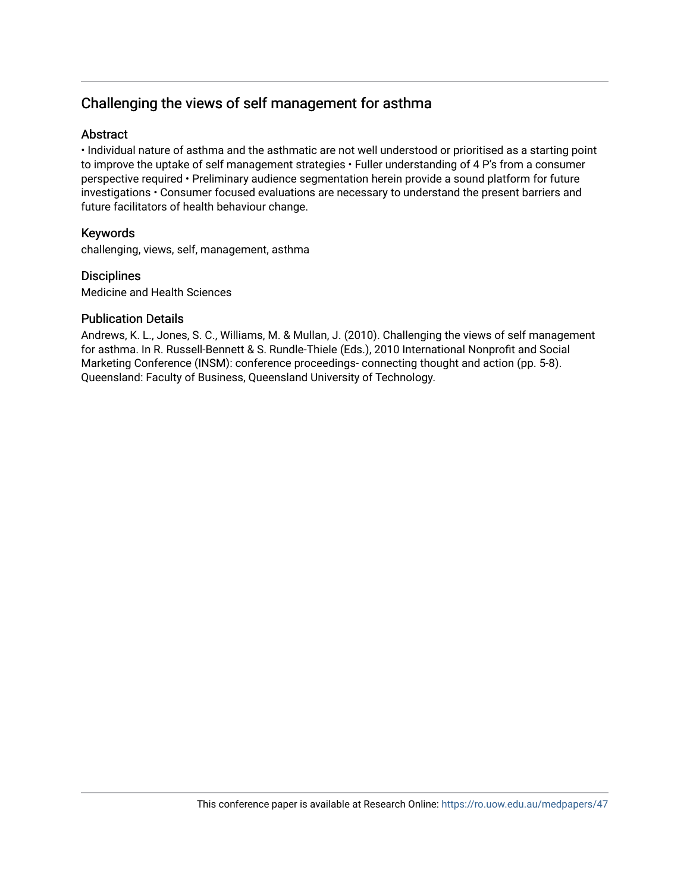## Challenging the views of self management for asthma

### Abstract

• Individual nature of asthma and the asthmatic are not well understood or prioritised as a starting point to improve the uptake of self management strategies • Fuller understanding of 4 P's from a consumer perspective required • Preliminary audience segmentation herein provide a sound platform for future investigations • Consumer focused evaluations are necessary to understand the present barriers and future facilitators of health behaviour change.

### Keywords

challenging, views, self, management, asthma

### Disciplines

Medicine and Health Sciences

### Publication Details

Andrews, K. L., Jones, S. C., Williams, M. & Mullan, J. (2010). Challenging the views of self management for asthma. In R. Russell-Bennett & S. Rundle-Thiele (Eds.), 2010 International Nonprofit and Social Marketing Conference (INSM): conference proceedings- connecting thought and action (pp. 5-8). Queensland: Faculty of Business, Queensland University of Technology.

This conference paper is available at Research Online: https://ro.uow.edu.au/medpapers/47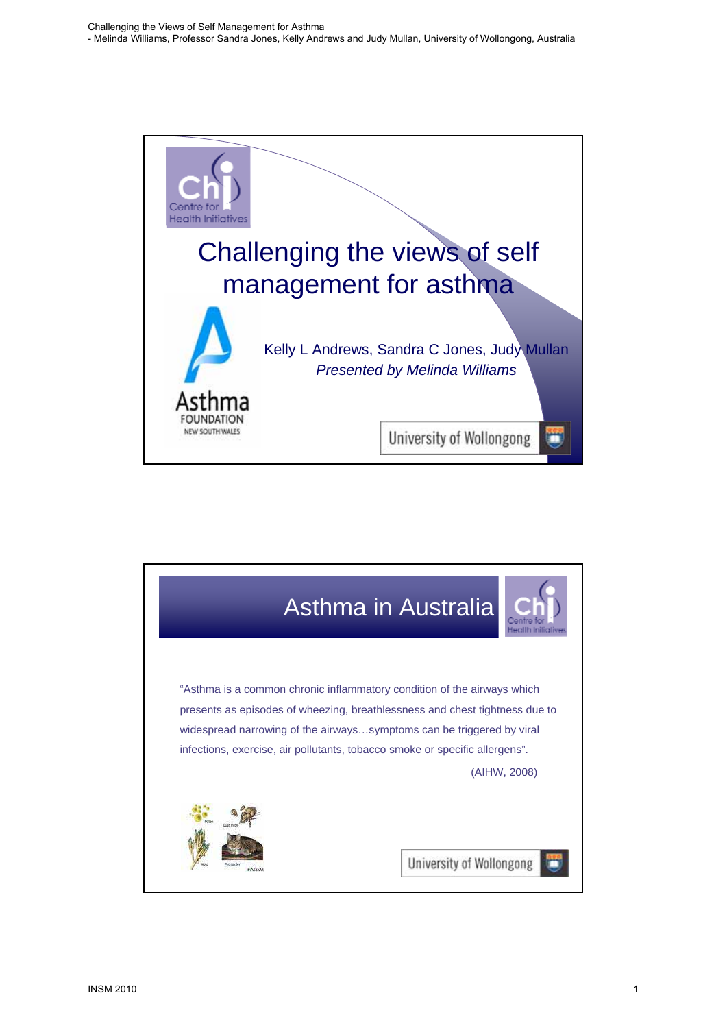# Challenging the views of self management for asthma

Kelly L Andrews, Sandra C Jones, Judy Mullan

*Presented by Melinda Williams*

Centre for Health Initiatives

Asthma Foundation New South Wales

University of Wollongong

## Asthma in Australia

"Asthma is a common chronic inflammatory condition of the airways which presents as episodes of wheezing, breathlessness and chest tightness due to widespread narrowing of the airways…symptoms can be triggered by viral infections, exercise, air pollutants, tobacco smoke or specific allergens".

(AIHW, 2008)

University of Wollongong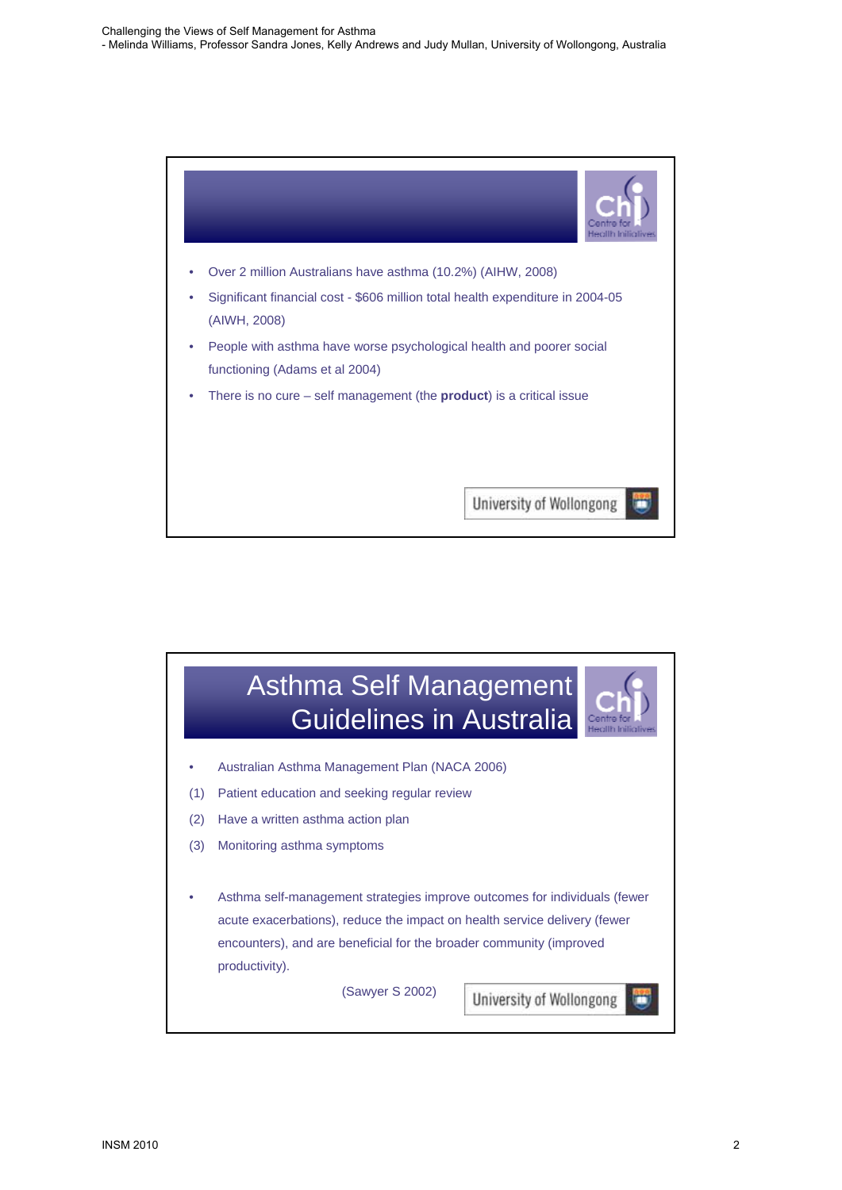- Over 2 million Australians have asthma (10.2%) (AIHW, 2008)
- Significant financial cost - $606 million total health expenditure in 2004-05 (AIWH, 2008)
- People with asthma have worse psychological health and poorer social functioning (Adams et al 2004)
- There is no cure – self management (the **product**) is a critical issue

## Asthma Self Management Guidelines in Australia

- Australian Asthma Management Plan (NACA 2006)

(1) Patient education and seeking regular review

(2) Have a written asthma action plan

(3) Monitoring asthma symptoms

- Asthma self-management strategies improve outcomes for individuals (fewer acute exacerbations), reduce the impact on health service delivery (fewer encounters), and are beneficial for the broader community (improved productivity).

(Sawyer S 2002)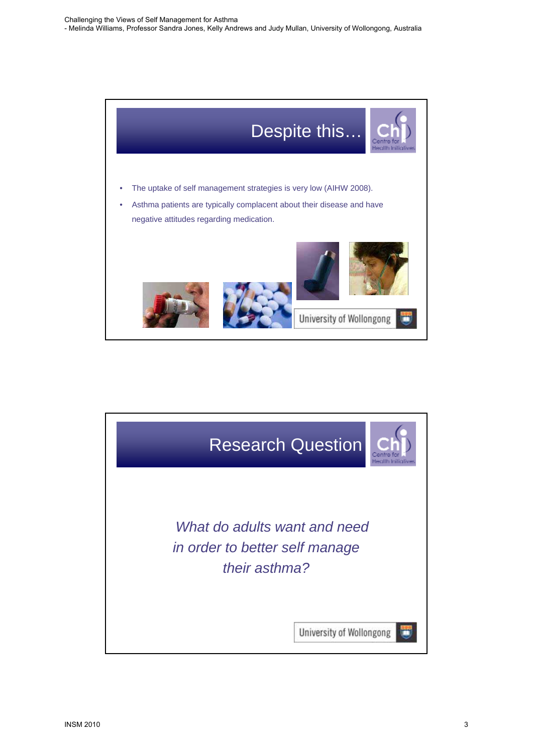## Despite this…

- The uptake of self management strategies is very low (AIHW 2008).
- Asthma patients are typically complacent about their disease and have negative attitudes regarding medication.

## Research Question

*What do adults want and need in order to better self manage their asthma?*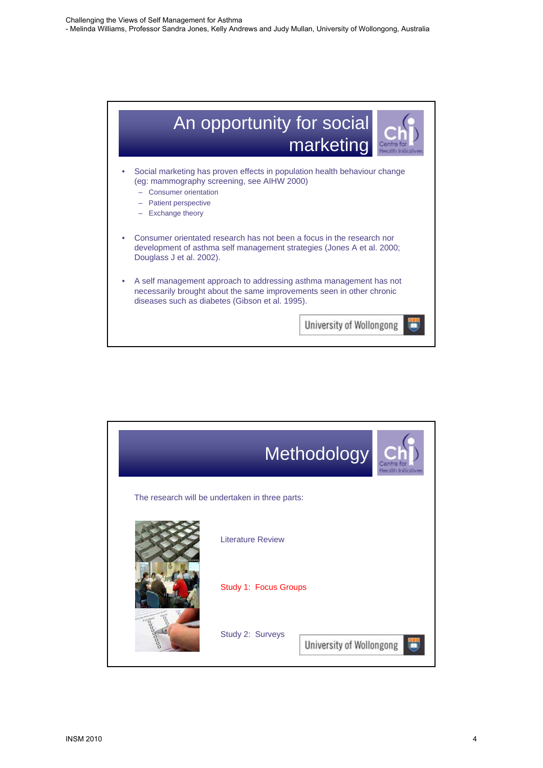## An opportunity for social marketing

- Social marketing has proven effects in population health behaviour change (eg: mammography screening, see AIHW 2000)
  - Consumer orientation
  - Patient perspective
  - Exchange theory
- Consumer orientated research has not been a focus in the research nor development of asthma self management strategies (Jones A et al. 2000; Douglass J et al. 2002).
- A self management approach to addressing asthma management has not necessarily brought about the same improvements seen in other chronic diseases such as diabetes (Gibson et al. 1995).

## Methodology

The research will be undertaken in three parts:

Literature Review

Study 1: Focus Groups

Study 2: Surveys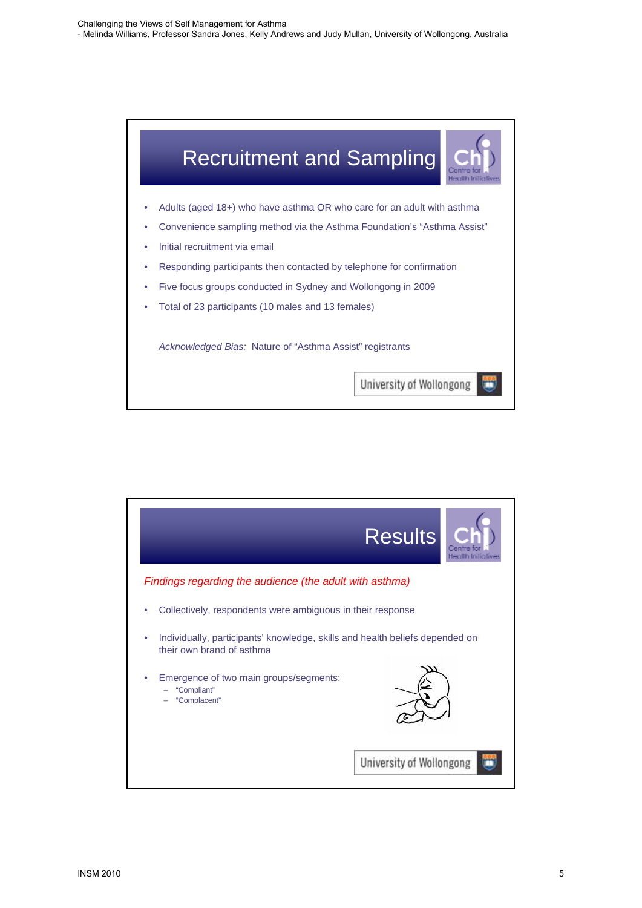## Recruitment and Sampling

- Adults (aged 18+) who have asthma OR who care for an adult with asthma
- Convenience sampling method via the Asthma Foundation's "Asthma Assist"
- Initial recruitment via email
- Responding participants then contacted by telephone for confirmation
- Five focus groups conducted in Sydney and Wollongong in 2009
- Total of 23 participants (10 males and 13 females)

*Acknowledged Bias:* Nature of "Asthma Assist" registrants

## Results

*Findings regarding the audience (the adult with asthma)*

- Collectively, respondents were ambiguous in their response
- Individually, participants' knowledge, skills and health beliefs depended on their own brand of asthma
- Emergence of two main groups/segments:
  - "Compliant"
  - "Complacent"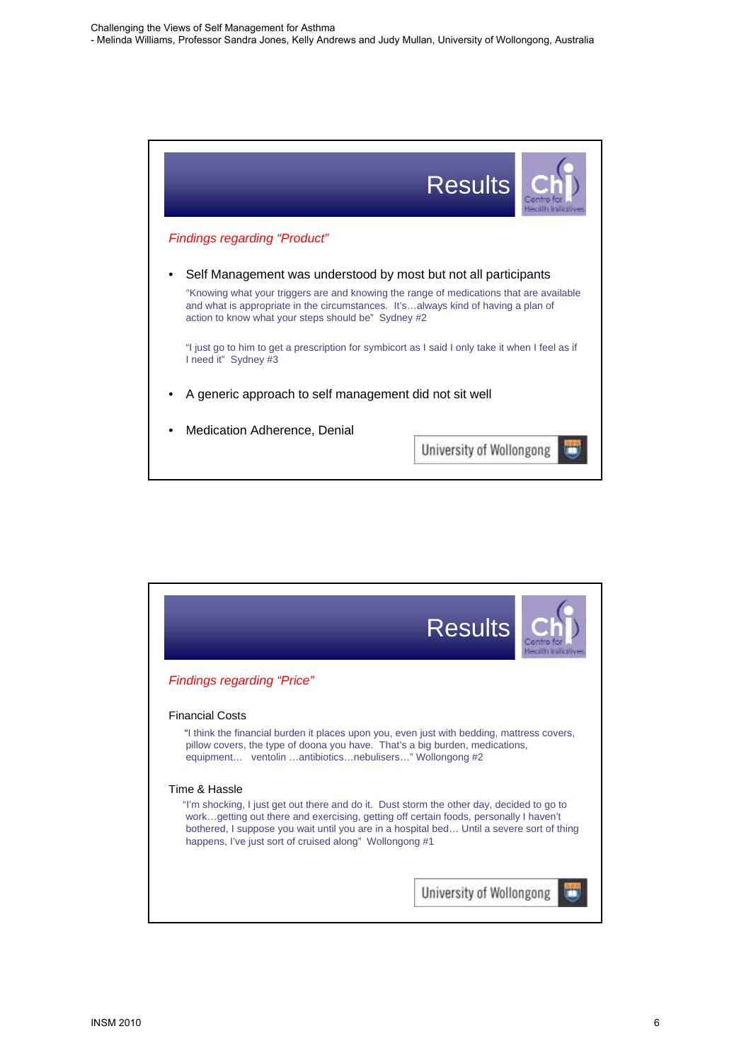## Results

*Findings regarding "Product"*

- Self Management was understood by most but not all participants

  "Knowing what your triggers are and knowing the range of medications that are available and what is appropriate in the circumstances. It's…always kind of having a plan of action to know what your steps should be" Sydney #2

  "I just go to him to get a prescription for symbicort as I said I only take it when I feel as if I need it" Sydney #3

- A generic approach to self management did not sit well

- Medication Adherence, Denial

University of Wollongong

## Results

*Findings regarding "Price"*

Financial Costs

"I think the financial burden it places upon you, even just with bedding, mattress covers, pillow covers, the type of doona you have. That's a big burden, medications, equipment… ventolin …antibiotics…nebulisers…" Wollongong #2

Time & Hassle

"I'm shocking, I just get out there and do it. Dust storm the other day, decided to go to work…getting out there and exercising, getting off certain foods, personally I haven't bothered, I suppose you wait until you are in a hospital bed… Until a severe sort of thing happens, I've just sort of cruised along" Wollongong #1

University of Wollongong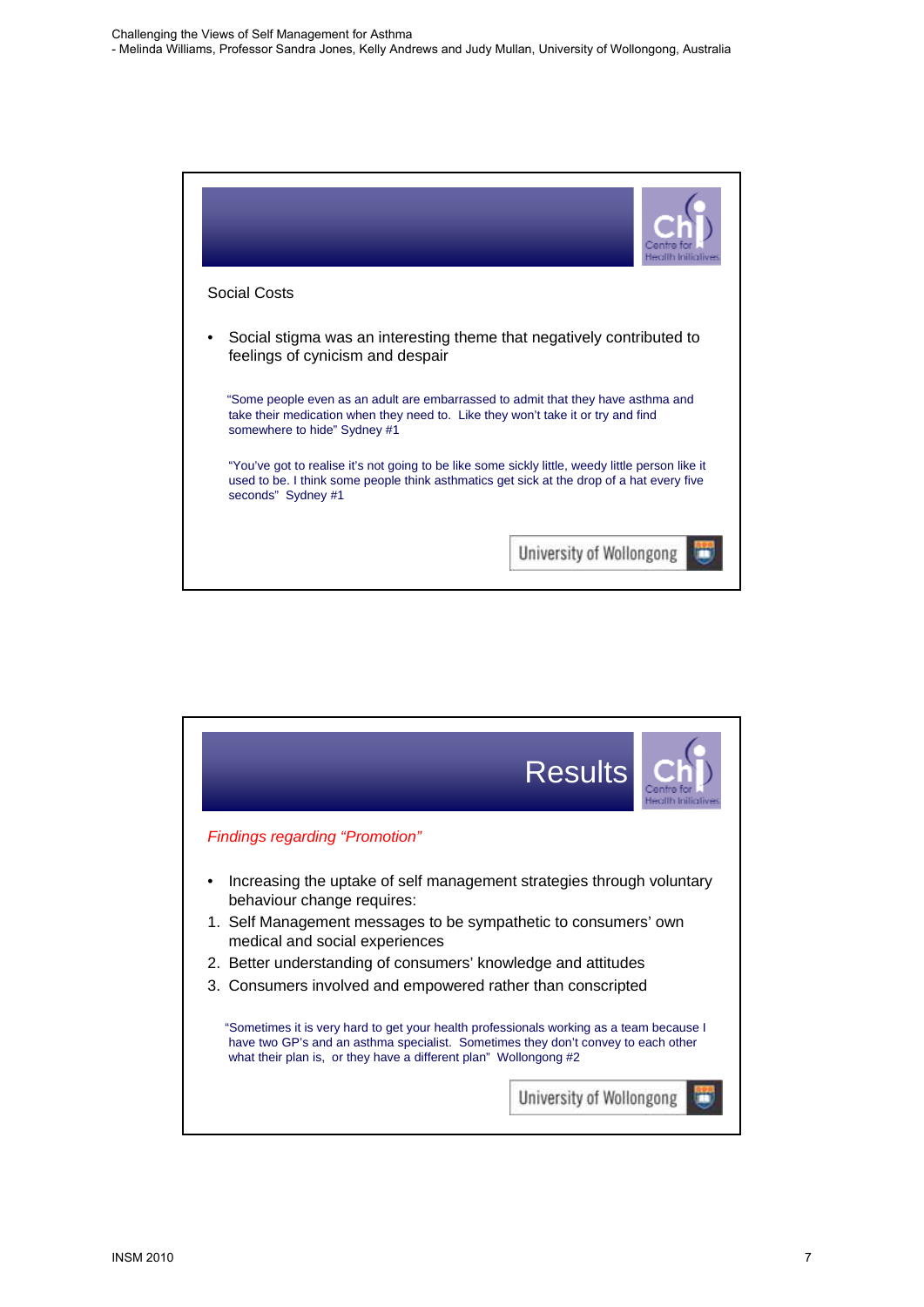Social Costs

- Social stigma was an interesting theme that negatively contributed to feelings of cynicism and despair

"Some people even as an adult are embarrassed to admit that they have asthma and take their medication when they need to. Like they won't take it or try and find somewhere to hide" Sydney #1

"You've got to realise it's not going to be like some sickly little, weedy little person like it used to be. I think some people think asthmatics get sick at the drop of a hat every five seconds" Sydney #1

University of Wollongong

## Results

*Findings regarding "Promotion"*

- Increasing the uptake of self management strategies through voluntary behaviour change requires:

1. Self Management messages to be sympathetic to consumers' own medical and social experiences
2. Better understanding of consumers' knowledge and attitudes
3. Consumers involved and empowered rather than conscripted

"Sometimes it is very hard to get your health professionals working as a team because I have two GP's and an asthma specialist. Sometimes they don't convey to each other what their plan is, or they have a different plan" Wollongong #2

University of Wollongong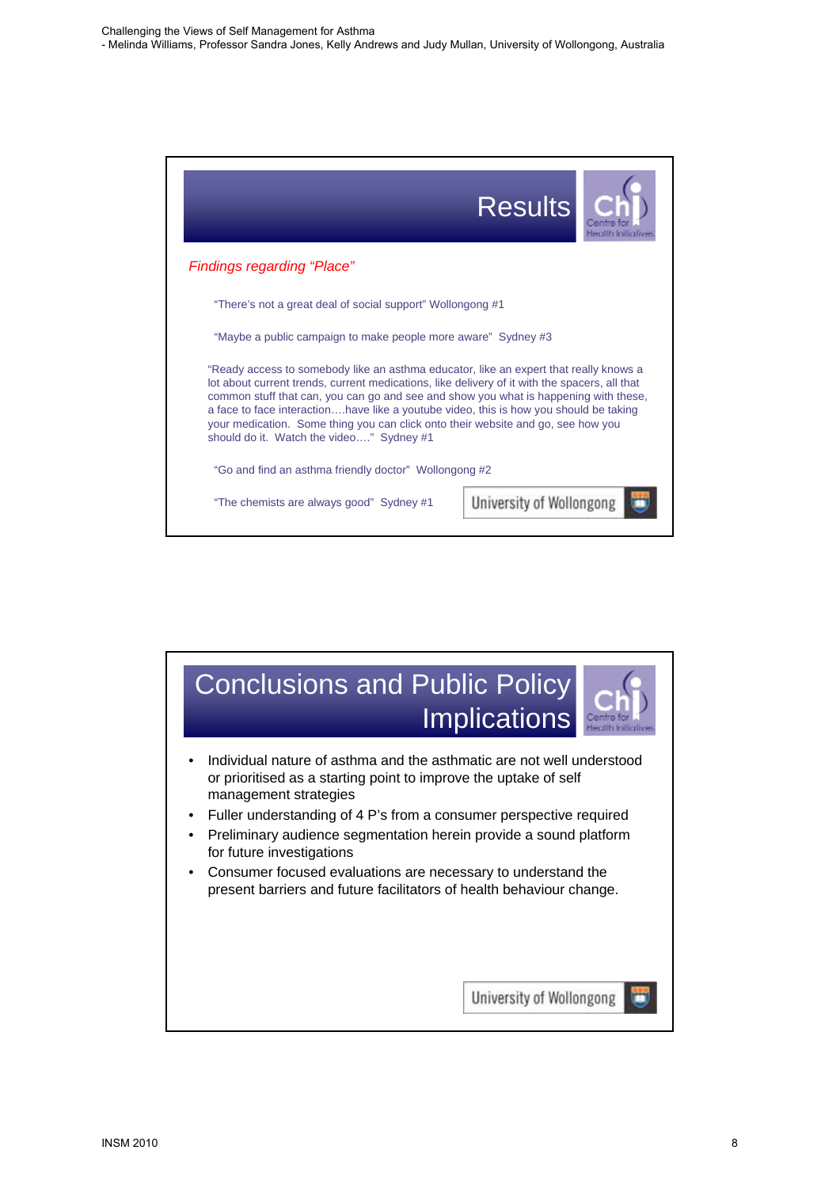## Results

*Findings regarding "Place"*

"There's not a great deal of social support" Wollongong #1

"Maybe a public campaign to make people more aware" Sydney #3

"Ready access to somebody like an asthma educator, like an expert that really knows a lot about current trends, current medications, like delivery of it with the spacers, all that common stuff that can, you can go and see and show you what is happening with these, a face to face interaction….have like a youtube video, this is how you should be taking your medication. Some thing you can click onto their website and go, see how you should do it. Watch the video…." Sydney #1

"Go and find an asthma friendly doctor" Wollongong #2

"The chemists are always good" Sydney #1

## Conclusions and Public Policy Implications

- Individual nature of asthma and the asthmatic are not well understood or prioritised as a starting point to improve the uptake of self management strategies
- Fuller understanding of 4 P's from a consumer perspective required
- Preliminary audience segmentation herein provide a sound platform for future investigations
- Consumer focused evaluations are necessary to understand the present barriers and future facilitators of health behaviour change.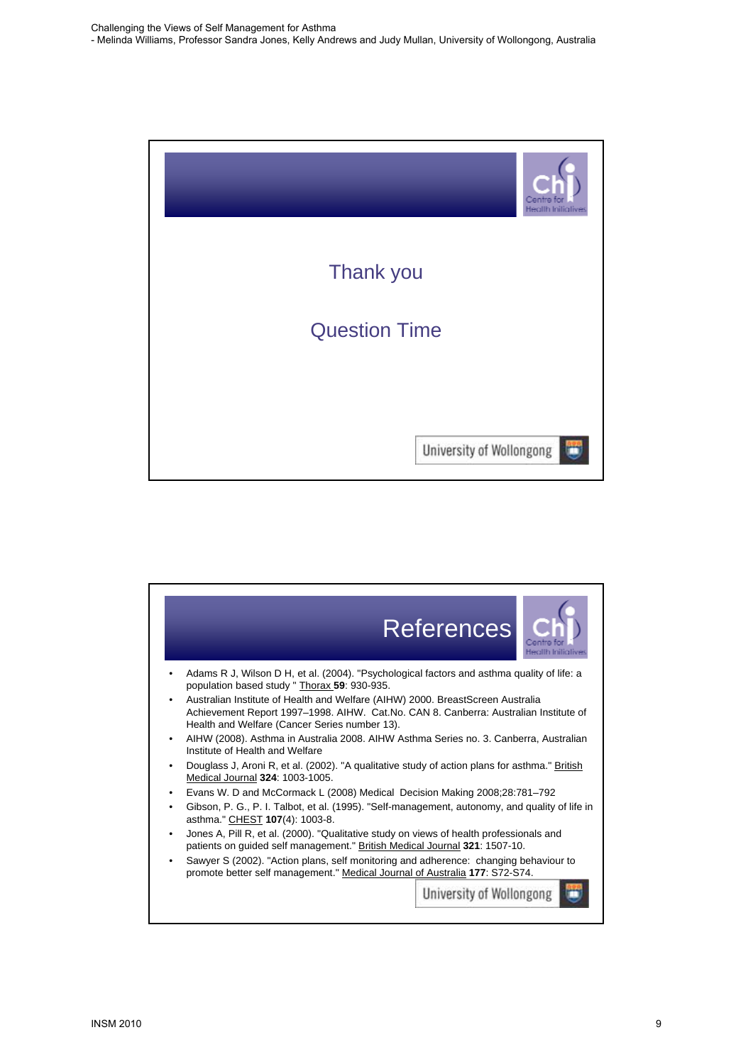Thank you

Question Time

University of Wollongong

## References

- Adams R J, Wilson D H, et al. (2004). "Psychological factors and asthma quality of life: a population based study " Thorax **59**: 930-935.
- Australian Institute of Health and Welfare (AIHW) 2000. BreastScreen Australia Achievement Report 1997–1998. AIHW. Cat.No. CAN 8. Canberra: Australian Institute of Health and Welfare (Cancer Series number 13).
- AIHW (2008). Asthma in Australia 2008. AIHW Asthma Series no. 3. Canberra, Australian Institute of Health and Welfare
- Douglass J, Aroni R, et al. (2002). "A qualitative study of action plans for asthma." British Medical Journal **324**: 1003-1005.
- Evans W. D and McCormack L (2008) Medical Decision Making 2008;28:781–792
- Gibson, P. G., P. I. Talbot, et al. (1995). "Self-management, autonomy, and quality of life in asthma." CHEST **107**(4): 1003-8.
- Jones A, Pill R, et al. (2000). "Qualitative study on views of health professionals and patients on guided self management." British Medical Journal **321**: 1507-10.
- Sawyer S (2002). "Action plans, self monitoring and adherence: changing behaviour to promote better self management." Medical Journal of Australia **177**: S72-S74.

University of Wollongong